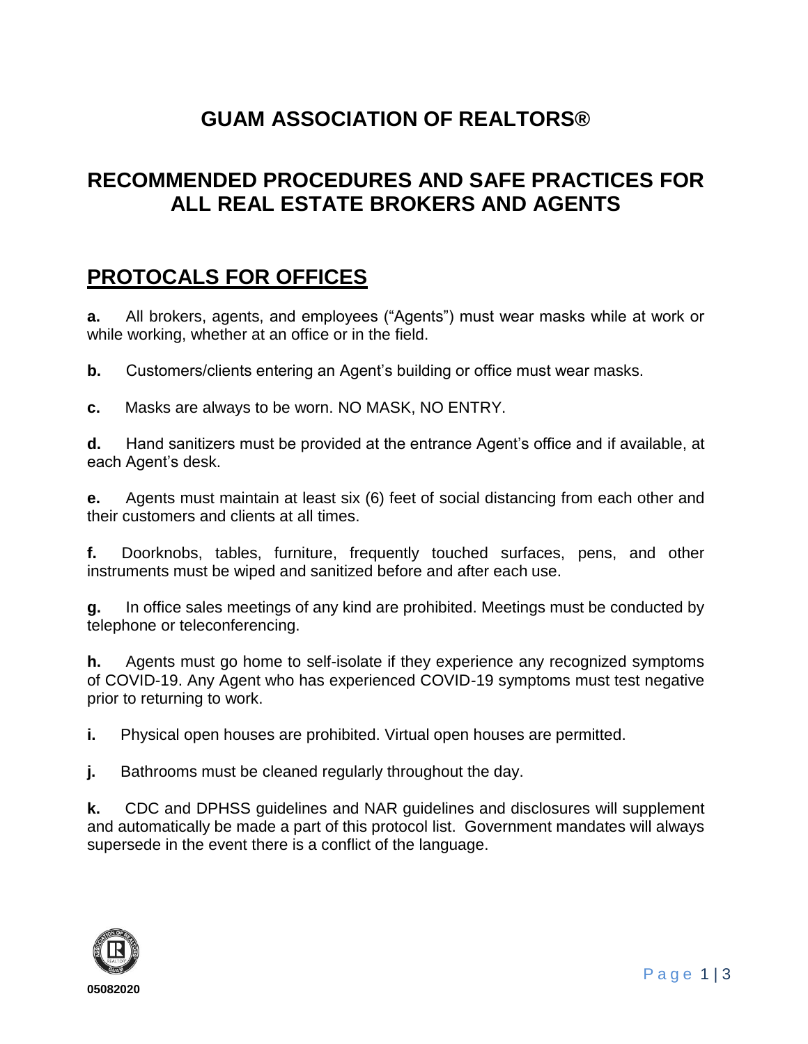# GUAM ASSOCIATION OF REALTORS®

## RECOMMENDED PROCEDURES AND SAFE PRACTICES FOR ALL REAL ESTATE BROKERS AND AGENTS

## PROTOCALS FOR OFFICES

**a.** All brokers, agents, and employees ("Agents") must wear masks while at work or while working, whether at an office or in the field.

**b.** Customers/clients entering an Agent's building or office must wear masks.

**c.** Masks are always to be worn. NO MASK, NO ENTRY.

**d.** Hand sanitizers must be provided at the entrance Agent's office and if available, at each Agent's desk.

**e.** Agents must maintain at least six (6) feet of social distancing from each other and their customers and clients at all times.

**f.** Doorknobs, tables, furniture, frequently touched surfaces, pens, and other instruments must be wiped and sanitized before and after each use.

**g.** In office sales meetings of any kind are prohibited. Meetings must be conducted by telephone or teleconferencing.

**h.** Agents must go home to self-isolate if they experience any recognized symptoms of COVID-19. Any Agent who has experienced COVID-19 symptoms must test negative prior to returning to work.

**i.** Physical open houses are prohibited. Virtual open houses are permitted.

**j.** Bathrooms must be cleaned regularly throughout the day.

**k.** CDC and DPHSS guidelines and NAR guidelines and disclosures will supplement and automatically be made a part of this protocol list. Government mandates will always supersede in the event there is a conflict of the language.

**05082020**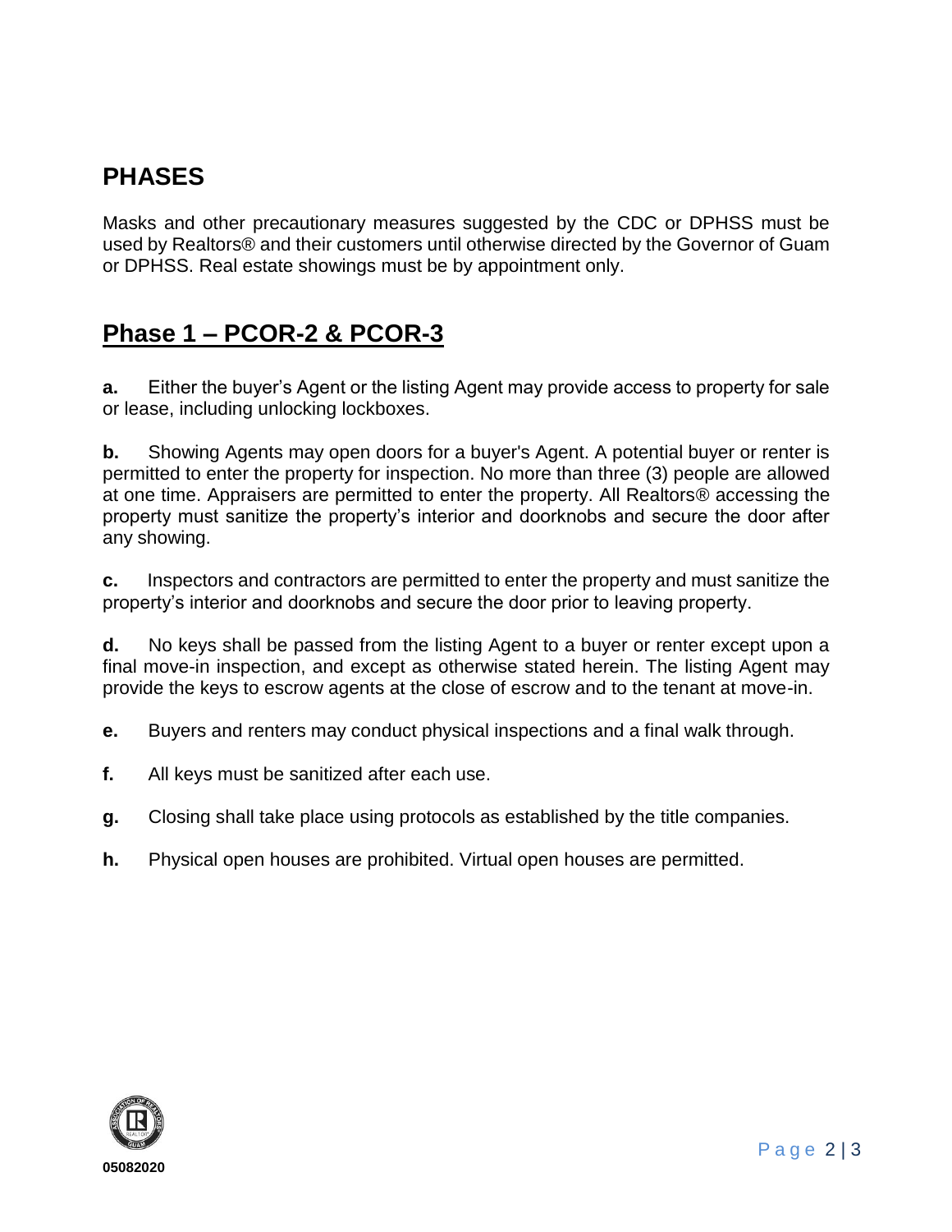## PHASES

Masks and other precautionary measures suggested by the CDC or DPHSS must be used by Realtors® and their customers until otherwise directed by the Governor of Guam or DPHSS. Real estate showings must be by appointment only.

## Phase 1 – PCOR-2 & PCOR-3

**a.** Either the buyer's Agent or the listing Agent may provide access to property for sale or lease, including unlocking lockboxes.

**b.** Showing Agents may open doors for a buyer's Agent. A potential buyer or renter is permitted to enter the property for inspection. No more than three (3) people are allowed at one time. Appraisers are permitted to enter the property. All Realtors® accessing the property must sanitize the property's interior and doorknobs and secure the door after any showing.

**c.** Inspectors and contractors are permitted to enter the property and must sanitize the property's interior and doorknobs and secure the door prior to leaving property.

**d.** No keys shall be passed from the listing Agent to a buyer or renter except upon a final move-in inspection, and except as otherwise stated herein. The listing Agent may provide the keys to escrow agents at the close of escrow and to the tenant at move-in.

**e.** Buyers and renters may conduct physical inspections and a final walk through.

**f.** All keys must be sanitized after each use.

**g.** Closing shall take place using protocols as established by the title companies.

**h.** Physical open houses are prohibited. Virtual open houses are permitted.

05082020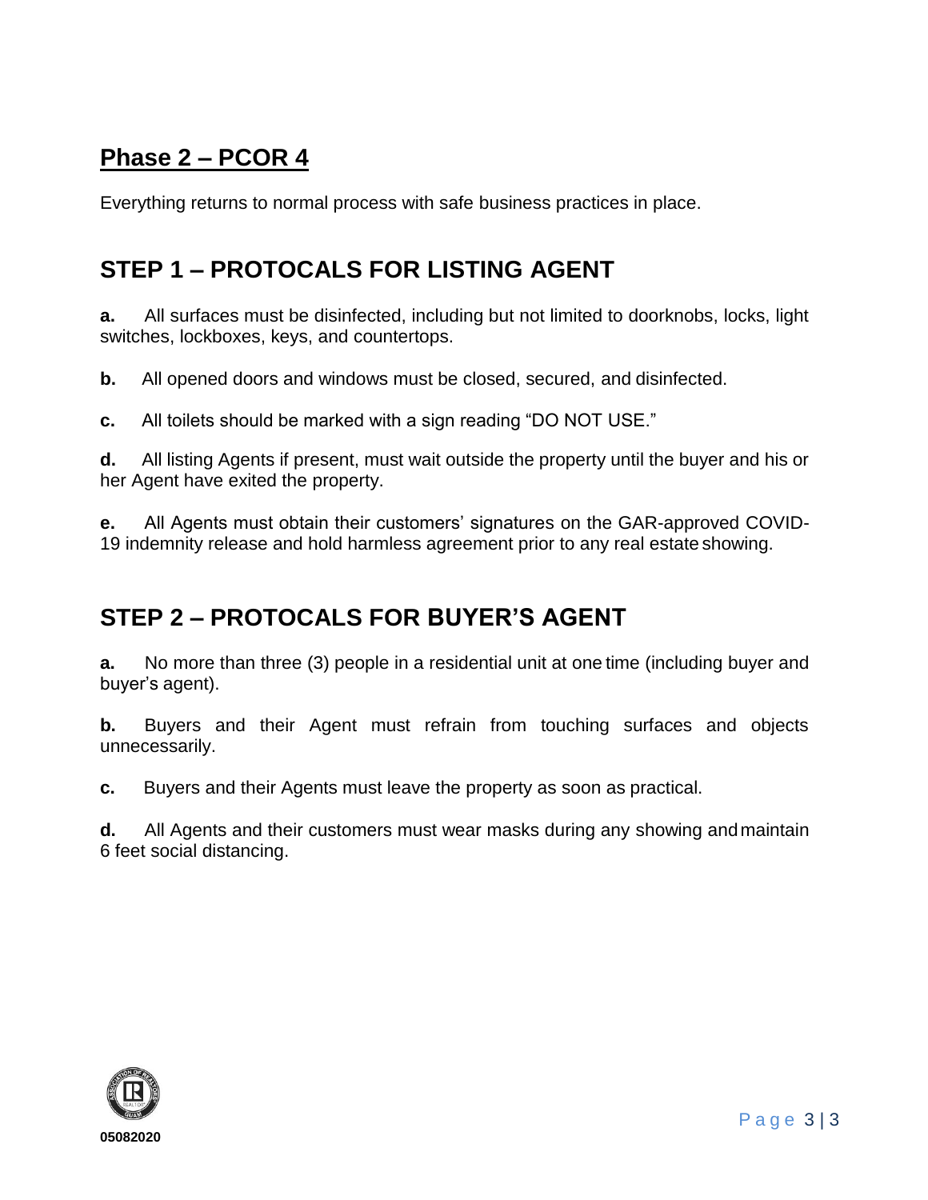## Phase 2 – PCOR 4

Everything returns to normal process with safe business practices in place.

## STEP 1 – PROTOCALS FOR LISTING AGENT

**a.** All surfaces must be disinfected, including but not limited to doorknobs, locks, light switches, lockboxes, keys, and countertops.

**b.** All opened doors and windows must be closed, secured, and disinfected.

**c.** All toilets should be marked with a sign reading "DO NOT USE."

**d.** All listing Agents if present, must wait outside the property until the buyer and his or her Agent have exited the property.

**e.** All Agents must obtain their customers' signatures on the GAR-approved COVID-19 indemnity release and hold harmless agreement prior to any real estate showing.

## STEP 2 – PROTOCALS FOR BUYER'S AGENT

**a.** No more than three (3) people in a residential unit at one time (including buyer and buyer's agent).

**b.** Buyers and their Agent must refrain from touching surfaces and objects unnecessarily.

**c.** Buyers and their Agents must leave the property as soon as practical.

**d.** All Agents and their customers must wear masks during any showing and maintain 6 feet social distancing.

05082020